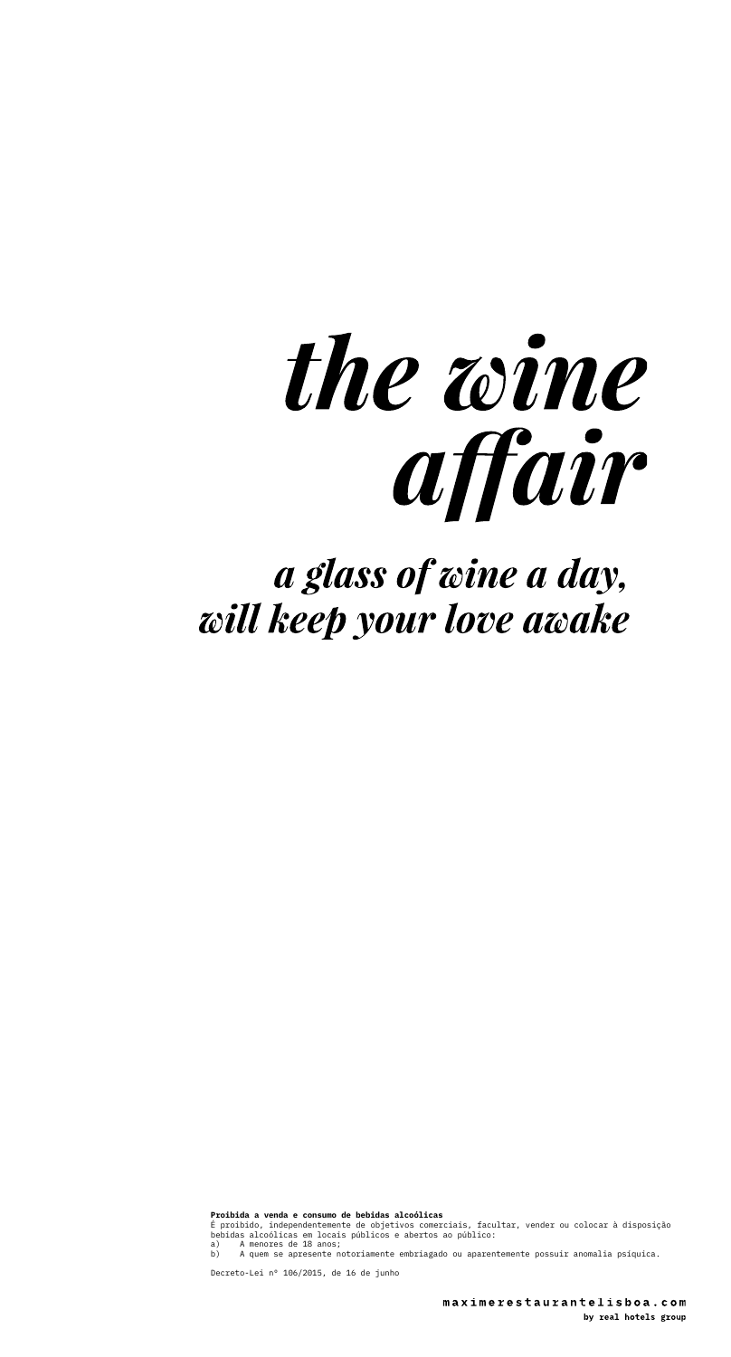# *the wine affair*

## *a glass of wine a day, will keep your love awake*

**Proibida a venda e consumo de bebidas alcoólicas**
É proibido, independentemente de objetivos comerciais, facultar, vender ou colocar à disposição bebidas alcoólicas em locais públicos e abertos ao público:

a) A menores de 18 anos;
b) A quem se apresente notoriamente embriagado ou aparentemente possuir anomalia psíquica.

Decreto-Lei nº 106/2015, de 16 de junho

**maximerestaurantelisboa.com**
**by real hotels group**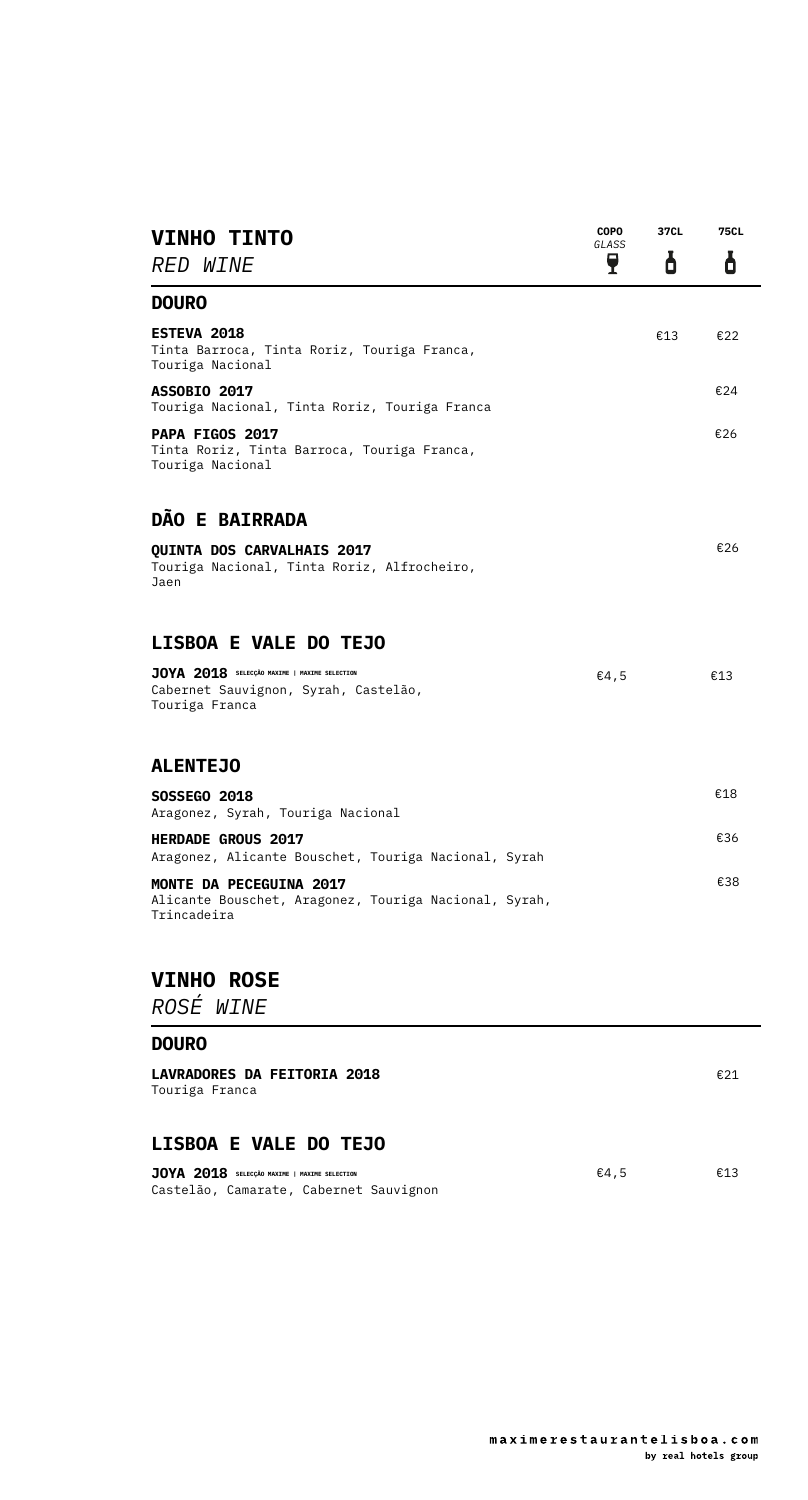# VINHO TINTO
*RED WINE*

| | COPO *GLASS* | 37CL | 75CL |
|---|---|---|---|
| **DOURO** | | | |
| **ESTEVA 2018**<br>Tinta Barroca, Tinta Roriz, Touriga Franca, Touriga Nacional | | €13 | €22 |
| **ASSOBIO 2017**<br>Touriga Nacional, Tinta Roriz, Touriga Franca | | | €24 |
| **PAPA FIGOS 2017**<br>Tinta Roriz, Tinta Barroca, Touriga Franca, Touriga Nacional | | | €26 |
| **DÃO E BAIRRADA** | | | |
| **QUINTA DOS CARVALHAIS 2017**<br>Touriga Nacional, Tinta Roriz, Alfrocheiro, Jaen | | | €26 |
| **LISBOA E VALE DO TEJO** | | | |
| **JOYA 2018** SELECÇÃO MAXIME \| MAXIME SELECTION<br>Cabernet Sauvignon, Syrah, Castelão, Touriga Franca | €4,5 | | €13 |
| **ALENTEJO** | | | |
| **SOSSEGO 2018**<br>Aragonez, Syrah, Touriga Nacional | | | €18 |
| **HERDADE GROUS 2017**<br>Aragonez, Alicante Bouschet, Touriga Nacional, Syrah | | | €36 |
| **MONTE DA PECEGUINA 2017**<br>Alicante Bouschet, Aragonez, Touriga Nacional, Syrah, Trincadeira | | | €38 |

# VINHO ROSE
*ROSÉ WINE*

| | COPO *GLASS* | 37CL | 75CL |
|---|---|---|---|
| **DOURO** | | | |
| **LAVRADORES DA FEITORIA 2018**<br>Touriga Franca | | | €21 |
| **LISBOA E VALE DO TEJO** | | | |
| **JOYA 2018** SELECÇÃO MAXIME \| MAXIME SELECTION<br>Castelão, Camarate, Cabernet Sauvignon | €4,5 | | €13 |

maximerestaurantelisboa.com
by real hotels group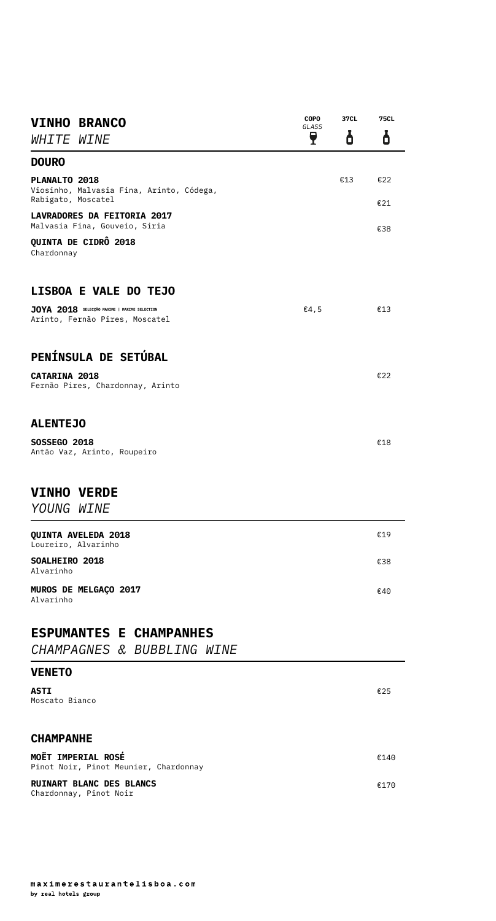## VINHO BRANCO
*WHITE WINE*

| | COPO *GLASS* | 37CL | 75CL |
|---|---|---|---|
| **DOURO** | | | |
| **PLANALTO 2018**<br>Viosinho, Malvasia Fina, Arinto, Códega, Rabigato, Moscatel | | €13 | €22 |
| **LAVRADORES DA FEITORIA 2017**<br>Malvasia Fina, Gouveio, Siria | | | €21 |
| **QUINTA DE CIDRÔ 2018**<br>Chardonnay | | | €38 |
| **LISBOA E VALE DO TEJO** | | | |
| **JOYA 2018** SELECÇÃO MAXIME \| MAXIME SELECTION<br>Arinto, Fernão Pires, Moscatel | €4,5 | | €13 |
| **PENÍNSULA DE SETÚBAL** | | | |
| **CATARINA 2018**<br>Fernão Pires, Chardonnay, Arinto | | | €22 |
| **ALENTEJO** | | | |
| **SOSSEGO 2018**<br>Antão Vaz, Arinto, Roupeiro | | | €18 |

## VINHO VERDE
*YOUNG WINE*

| | 75CL |
|---|---|
| **QUINTA AVELEDA 2018**<br>Loureiro, Alvarinho | €19 |
| **SOALHEIRO 2018**<br>Alvarinho | €38 |
| **MUROS DE MELGAÇO 2017**<br>Alvarinho | €40 |

## ESPUMANTES E CHAMPANHES
*CHAMPAGNES & BUBBLING WINE*

| | 75CL |
|---|---|
| **VENETO** | |
| **ASTI**<br>Moscato Bianco | €25 |
| **CHAMPANHE** | |
| **MOËT IMPERIAL ROSÉ**<br>Pinot Noir, Pinot Meunier, Chardonnay | €140 |
| **RUINART BLANC DES BLANCS**<br>Chardonnay, Pinot Noir | €170 |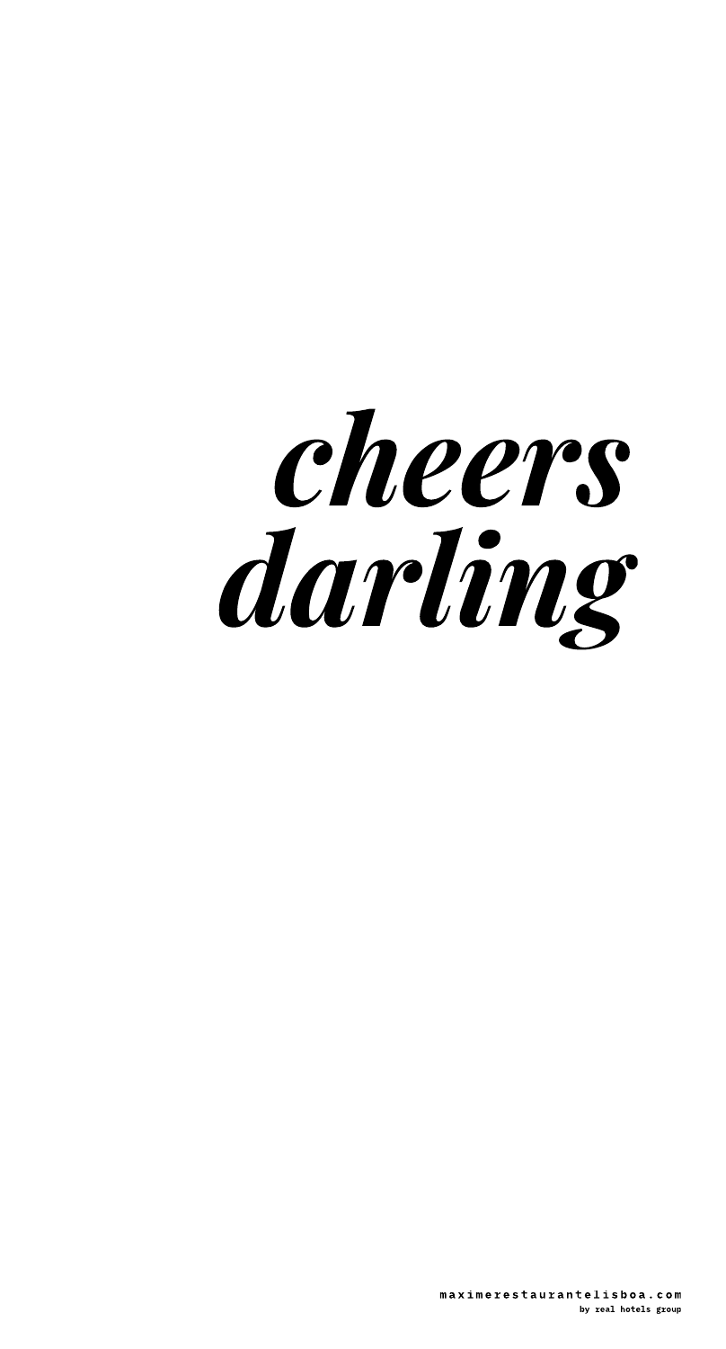# *cheers darling*

maximerestaurantelisboa.com
by real hotels group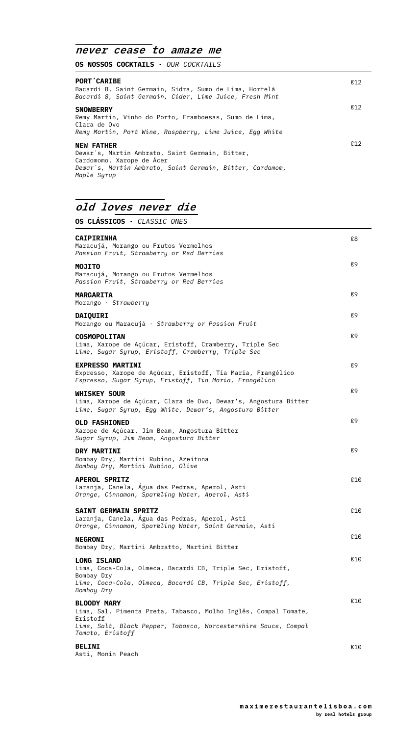## *never cease to amaze me*

**OS NOSSOS COCKTAILS** · *OUR COCKTAILS*

**PORT´CARIBE** — €12
Bacardi 8, Saint Germain, Sidra, Sumo de Lima, Hortelã
*Bacardi 8, Saint Germain, Cider, Lime Juice, Fresh Mint*

**SNOWBERRY** — €12
Remy Martin, Vinho do Porto, Framboesas, Sumo de Lima, Clara de Ovo
*Remy Martin, Port Wine, Raspberry, Lime Juice, Egg White*

**NEW FATHER** — €12
Dewar´s, Martin Ambrato, Saint Germain, Bitter, Cardomomo, Xarope de Ácer
*Dewar´s, Martin Ambrato, Saint Germain, Bitter, Cardamom, Maple Syrup*

## *old loves never die*

**OS CLÁSSICOS** · *CLASSIC ONES*

**CAIPIRINHA** — €8
Maracujá, Morango ou Frutos Vermelhos
*Passion Fruit, Strawberry or Red Berries*

**MOJITO** — €9
Maracujá, Morango ou Frutos Vermelhos
*Passion Fruit, Strawberry or Red Berries*

**MARGARITA** — €9
Morango · *Strawberry*

**DAIQUIRI** — €9
Morango ou Maracujá · *Strawberry or Passion Fruit*

**COSMOPOLITAN** — €9
Lima, Xarope de Açúcar, Eristoff, Cramberry, Triple Sec
*Lime, Sugar Syrup, Eristoff, Cramberry, Triple Sec*

**EXPRESSO MARTINI** — €9
Expresso, Xarope de Açúcar, Eristoff, Tia Maria, Frangélico
*Espresso, Sugar Syrup, Eristoff, Tia Maria, Frangélico*

**WHISKEY SOUR** — €9
Lima, Xarope de Açúcar, Clara de Ovo, Dewar's, Angostura Bitter
*Lime, Sugar Syrup, Egg White, Dewar's, Angostura Bitter*

**OLD FASHIONED** — €9
Xarope de Açúcar, Jim Beam, Angostura Bitter
*Sugar Syrup, Jim Beam, Angostura Bitter*

**DRY MARTINI** — €9
Bombay Dry, Martini Rubino, Azeitona
*Bombay Dry, Martini Rubino, Olive*

**APEROL SPRITZ** — €10
Laranja, Canela, Água das Pedras, Aperol, Asti
*Orange, Cinnamon, Sparkling Water, Aperol, Asti*

**SAINT GERMAIN SPRITZ** — €10
Laranja, Canela, Água das Pedras, Aperol, Asti
*Orange, Cinnamon, Sparkling Water, Saint Germain, Asti*

**NEGRONI** — €10
Bombay Dry, Martini Ambratto, Martini Bitter

**LONG ISLAND** — €10
Lima, Coca-Cola, Olmeca, Bacardi CB, Triple Sec, Eristoff, Bombay Dry
*Lime, Coca-Cola, Olmeca, Bacardi CB, Triple Sec, Eristoff, Bombay Dry*

**BLOODY MARY** — €10
Lima, Sal, Pimenta Preta, Tabasco, Molho Inglês, Compal Tomate, Eristoff
*Lime, Salt, Black Pepper, Tabasco, Worcestershire Sauce, Compal Tomato, Eristoff*

**BELINI** — €10
Asti, Monin Peach

**maximerestaurantelisboa.com**
**by real hotels group**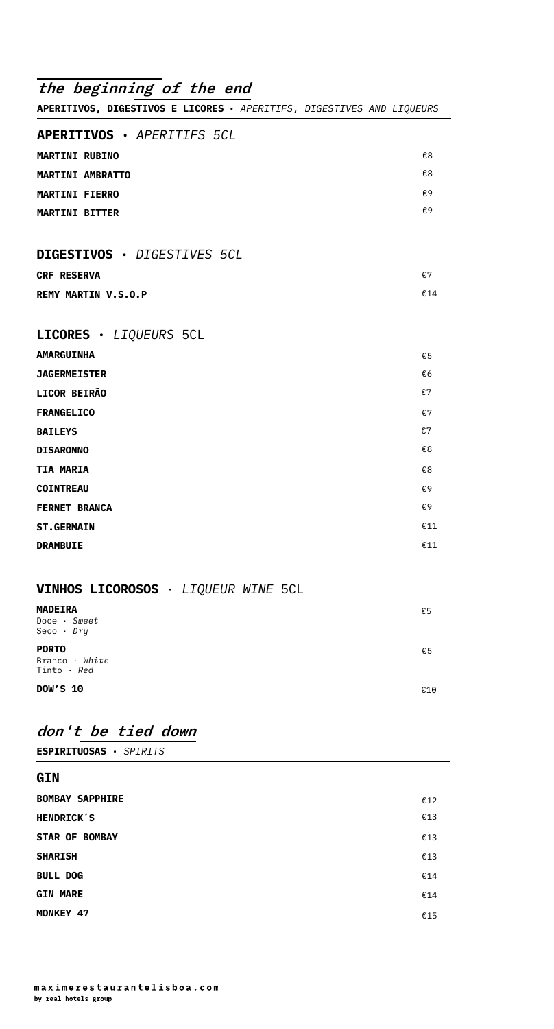## *the beginning of the end*

**APERITIVOS, DIGESTIVOS E LICORES** · *APERITIFS, DIGESTIVES AND LIQUEURS*

### APERITIVOS · *APERITIFS 5CL*

| | |
|---|---|
| **MARTINI RUBINO** | €8 |
| **MARTINI AMBRATTO** | €8 |
| **MARTINI FIERRO** | €9 |
| **MARTINI BITTER** | €9 |

### DIGESTIVOS · *DIGESTIVES 5CL*

| | |
|---|---|
| **CRF RESERVA** | €7 |
| **REMY MARTIN V.S.O.P** | €14 |

### LICORES · *LIQUEURS* 5CL

| | |
|---|---|
| **AMARGUINHA** | €5 |
| **JAGERMEISTER** | €6 |
| **LICOR BEIRÃO** | €7 |
| **FRANGELICO** | €7 |
| **BAILEYS** | €7 |
| **DISARONNO** | €8 |
| **TIA MARIA** | €8 |
| **COINTREAU** | €9 |
| **FERNET BRANCA** | €9 |
| **ST.GERMAIN** | €11 |
| **DRAMBUIE** | €11 |

### VINHOS LICOROSOS · *LIQUEUR WINE* 5CL

| | |
|---|---|
| **MADEIRA**<br>Doce · *Sweet*<br>Seco · *Dry* | €5 |
| **PORTO**<br>Branco · *White*<br>Tinto · *Red* | €5 |
| **DOW'S 10** | €10 |

## *don't be tied down*

**ESPIRITUOSAS** · *SPIRITS*

### GIN

| | |
|---|---|
| **BOMBAY SAPPHIRE** | €12 |
| **HENDRICK'S** | €13 |
| **STAR OF BOMBAY** | €13 |
| **SHARISH** | €13 |
| **BULL DOG** | €14 |
| **GIN MARE** | €14 |
| **MONKEY 47** | €15 |

maximerestaurantelisboa.com
by real hotels group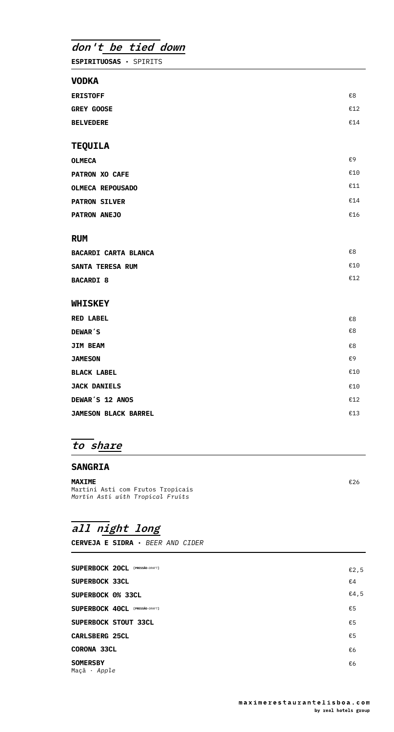## *don't be tied down*

**ESPIRITUOSAS** · SPIRITS

### VODKA

| | |
|---|---|
| **ERISTOFF** | €8 |
| **GREY GOOSE** | €12 |
| **BELVEDERE** | €14 |

### TEQUILA

| | |
|---|---|
| **OLMECA** | €9 |
| **PATRON XO CAFE** | €10 |
| **OLMECA REPOUSADO** | €11 |
| **PATRON SILVER** | €14 |
| **PATRON ANEJO** | €16 |

### RUM

| | |
|---|---|
| **BACARDI CARTA BLANCA** | €8 |
| **SANTA TERESA RUM** | €10 |
| **BACARDI 8** | €12 |

### WHISKEY

| | |
|---|---|
| **RED LABEL** | €8 |
| **DEWAR´S** | €8 |
| **JIM BEAM** | €8 |
| **JAMESON** | €9 |
| **BLACK LABEL** | €10 |
| **JACK DANIELS** | €10 |
| **DEWAR´S 12 ANOS** | €12 |
| **JAMESON BLACK BARREL** | €13 |

## *to share*

### SANGRIA

**MAXIME** — €26
Martini Asti com Frutos Tropicais
*Martin Asti with Tropical Fruits*

## *all night long*

**CERVEJA E SIDRA** · *BEER AND CIDER*

| | |
|---|---|
| **SUPERBOCK 20CL** [PRESSÃO·DRAFT] | €2,5 |
| **SUPERBOCK 33CL** | €4 |
| **SUPERBOCK 0% 33CL** | €4,5 |
| **SUPERBOCK 40CL** [PRESSÃO·DRAFT] | €5 |
| **SUPERBOCK STOUT 33CL** | €5 |
| **CARLSBERG 25CL** | €5 |
| **CORONA 33CL** | €6 |
| **SOMERSBY** Maçã · *Apple* | €6 |

**maximerestaurantelisboa.com**
**by real hotels group**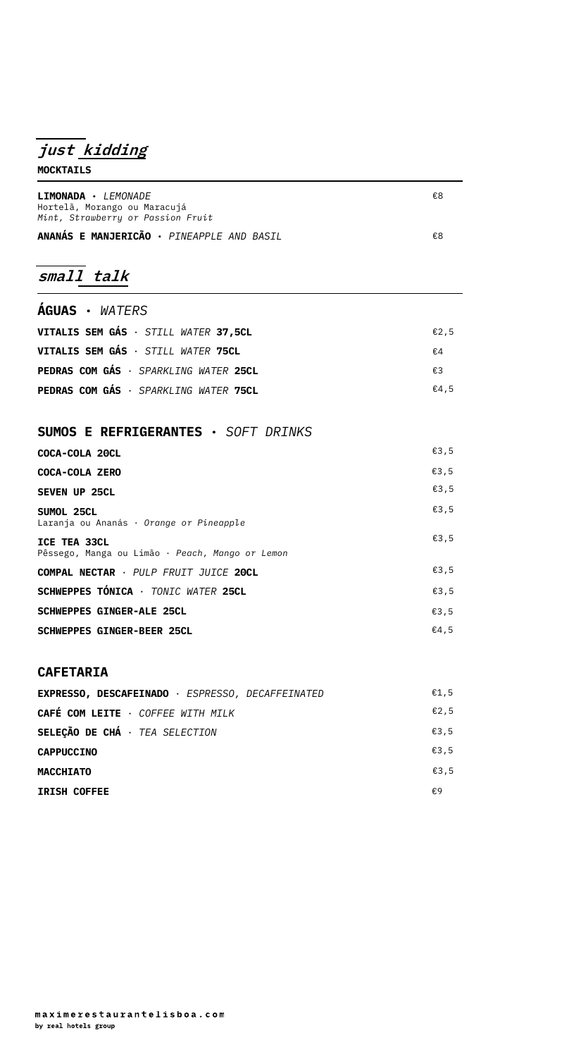## *just kidding*

**MOCKTAILS**

**LIMONADA** · *LEMONADE* — €8
Hortelã, Morango ou Maracujá
*Mint, Strawberry or Passion Fruit*

**ANANÁS E MANJERICÃO** · *PINEAPPLE AND BASIL* — €8

## *small talk*

### ÁGUAS · *WATERS*

**VITALIS SEM GÁS** · *STILL WATER* **37,5CL** — €2,5

**VITALIS SEM GÁS** · *STILL WATER* **75CL** — €4

**PEDRAS COM GÁS** · *SPARKLING WATER* **25CL** — €3

**PEDRAS COM GÁS** · *SPARKLING WATER* **75CL** — €4,5

### SUMOS E REFRIGERANTES · *SOFT DRINKS*

**COCA-COLA 20CL** — €3,5

**COCA-COLA ZERO** — €3,5

**SEVEN UP 25CL** — €3,5

**SUMOL 25CL** — €3,5
Laranja ou Ananás · *Orange or Pineapple*

**ICE TEA 33CL** — €3,5
Pêssego, Manga ou Limão · *Peach, Mango or Lemon*

**COMPAL NECTAR** · *PULP FRUIT JUICE* **20CL** — €3,5

**SCHWEPPES TÓNICA** · *TONIC WATER* **25CL** — €3,5

**SCHWEPPES GINGER-ALE 25CL** — €3,5

**SCHWEPPES GINGER-BEER 25CL** — €4,5

### CAFETARIA

**EXPRESSO, DESCAFEINADO** · *ESPRESSO, DECAFFEINATED* — €1,5

**CAFÉ COM LEITE** · *COFFEE WITH MILK* — €2,5

**SELEÇÃO DE CHÁ** · *TEA SELECTION* — €3,5

**CAPPUCCINO** — €3,5

**MACCHIATO** — €3,5

**IRISH COFFEE** — €9

maximerestaurantelisboa.com
by real hotels group